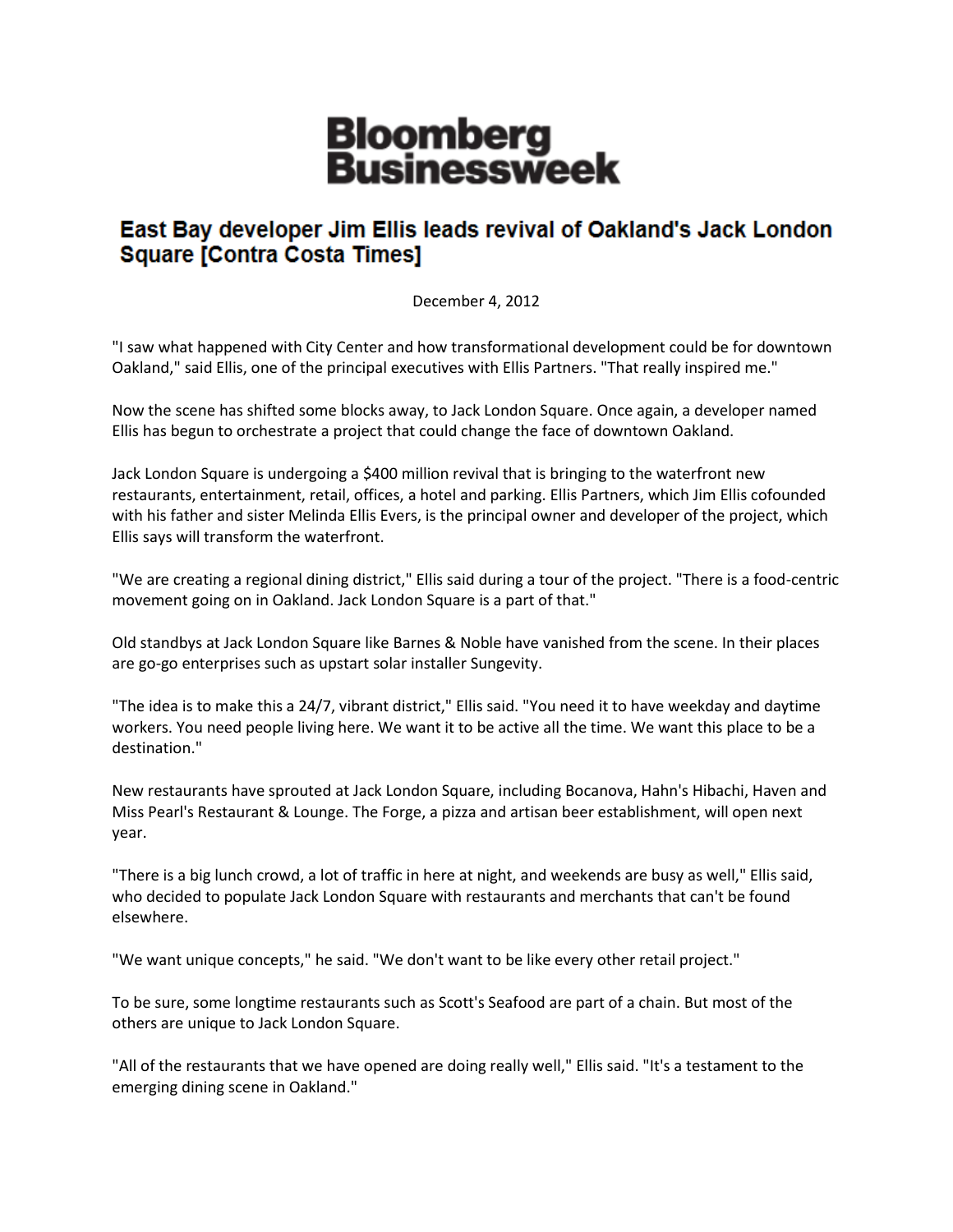# Bloomberg Businessweek

## East Bay developer Jim Ellis leads revival of Oakland's Jack London Square [Contra Costa Times]

December 4, 2012

"I saw what happened with City Center and how transformational development could be for downtown Oakland," said Ellis, one of the principal executives with Ellis Partners. "That really inspired me."

Now the scene has shifted some blocks away, to Jack London Square. Once again, a developer named Ellis has begun to orchestrate a project that could change the face of downtown Oakland.

Jack London Square is undergoing a $400 million revival that is bringing to the waterfront new restaurants, entertainment, retail, offices, a hotel and parking. Ellis Partners, which Jim Ellis cofounded with his father and sister Melinda Ellis Evers, is the principal owner and developer of the project, which Ellis says will transform the waterfront.

"We are creating a regional dining district," Ellis said during a tour of the project. "There is a food-centric movement going on in Oakland. Jack London Square is a part of that."

Old standbys at Jack London Square like Barnes & Noble have vanished from the scene. In their places are go-go enterprises such as upstart solar installer Sungevity.

"The idea is to make this a 24/7, vibrant district," Ellis said. "You need it to have weekday and daytime workers. You need people living here. We want it to be active all the time. We want this place to be a destination."

New restaurants have sprouted at Jack London Square, including Bocanova, Hahn's Hibachi, Haven and Miss Pearl's Restaurant & Lounge. The Forge, a pizza and artisan beer establishment, will open next year.

"There is a big lunch crowd, a lot of traffic in here at night, and weekends are busy as well," Ellis said, who decided to populate Jack London Square with restaurants and merchants that can't be found elsewhere.

"We want unique concepts," he said. "We don't want to be like every other retail project."

To be sure, some longtime restaurants such as Scott's Seafood are part of a chain. But most of the others are unique to Jack London Square.

"All of the restaurants that we have opened are doing really well," Ellis said. "It's a testament to the emerging dining scene in Oakland."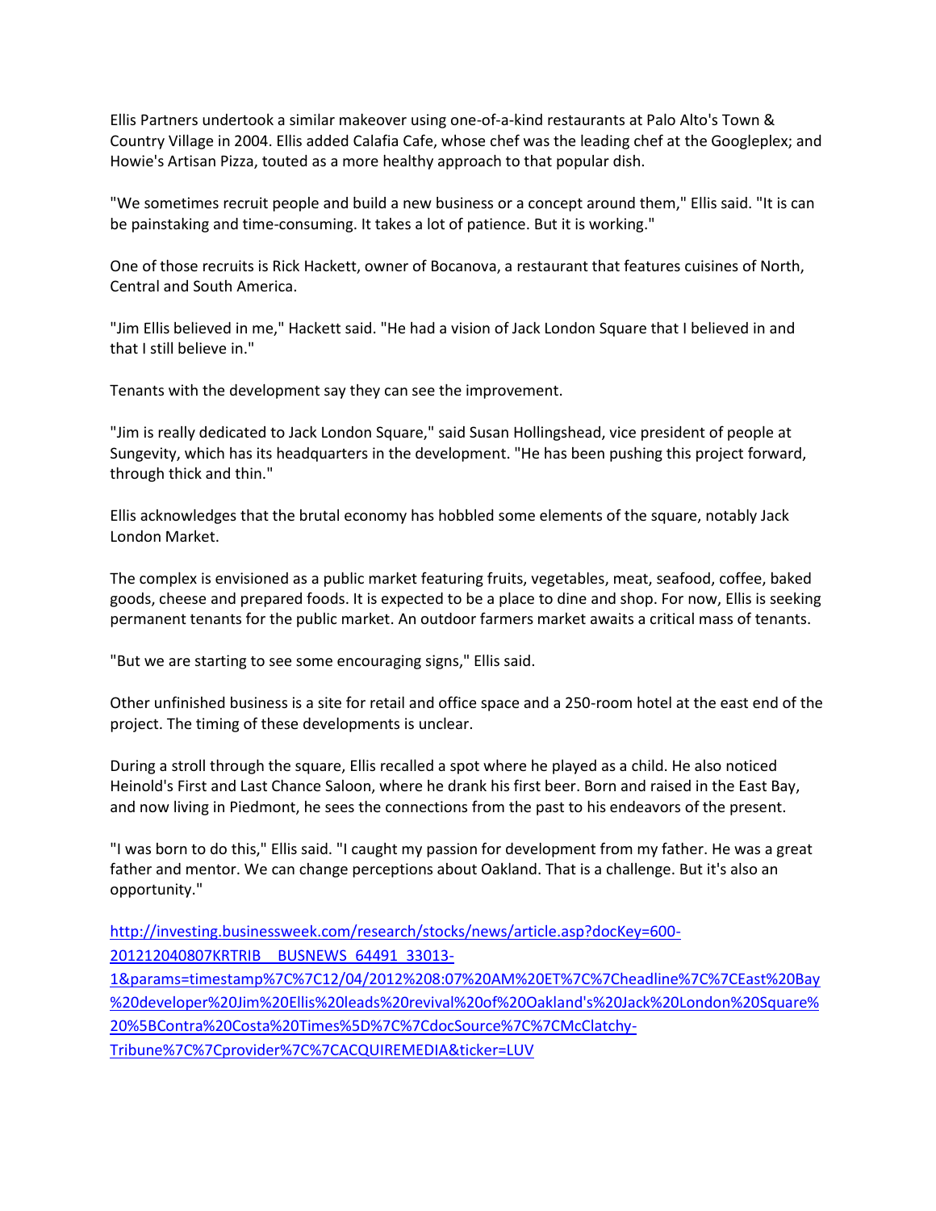Ellis Partners undertook a similar makeover using one-of-a-kind restaurants at Palo Alto's Town & Country Village in 2004. Ellis added Calafia Cafe, whose chef was the leading chef at the Googleplex; and Howie's Artisan Pizza, touted as a more healthy approach to that popular dish.

"We sometimes recruit people and build a new business or a concept around them," Ellis said. "It is can be painstaking and time-consuming. It takes a lot of patience. But it is working."

One of those recruits is Rick Hackett, owner of Bocanova, a restaurant that features cuisines of North, Central and South America.

"Jim Ellis believed in me," Hackett said. "He had a vision of Jack London Square that I believed in and that I still believe in."

Tenants with the development say they can see the improvement.

"Jim is really dedicated to Jack London Square," said Susan Hollingshead, vice president of people at Sungevity, which has its headquarters in the development. "He has been pushing this project forward, through thick and thin."

Ellis acknowledges that the brutal economy has hobbled some elements of the square, notably Jack London Market.

The complex is envisioned as a public market featuring fruits, vegetables, meat, seafood, coffee, baked goods, cheese and prepared foods. It is expected to be a place to dine and shop. For now, Ellis is seeking permanent tenants for the public market. An outdoor farmers market awaits a critical mass of tenants.

"But we are starting to see some encouraging signs," Ellis said.

Other unfinished business is a site for retail and office space and a 250-room hotel at the east end of the project. The timing of these developments is unclear.

During a stroll through the square, Ellis recalled a spot where he played as a child. He also noticed Heinold's First and Last Chance Saloon, where he drank his first beer. Born and raised in the East Bay, and now living in Piedmont, he sees the connections from the past to his endeavors of the present.

"I was born to do this," Ellis said. "I caught my passion for development from my father. He was a great father and mentor. We can change perceptions about Oakland. That is a challenge. But it's also an opportunity."

http://investing.businessweek.com/research/stocks/news/article.asp?docKey=600-201212040807KRTRIB__BUSNEWS_64491_33013-1&params=timestamp%7C%7C12/04/2012%208:07%20AM%20ET%7C%7Cheadline%7C%7CEast%20Bay%20developer%20Jim%20Ellis%20leads%20revival%20of%20Oakland's%20Jack%20London%20Square%20%5BContra%20Costa%20Times%5D%7C%7CdocSource%7C%7CMcClatchy-Tribune%7C%7Cprovider%7C%7CACQUIREMEDIA&ticker=LUV